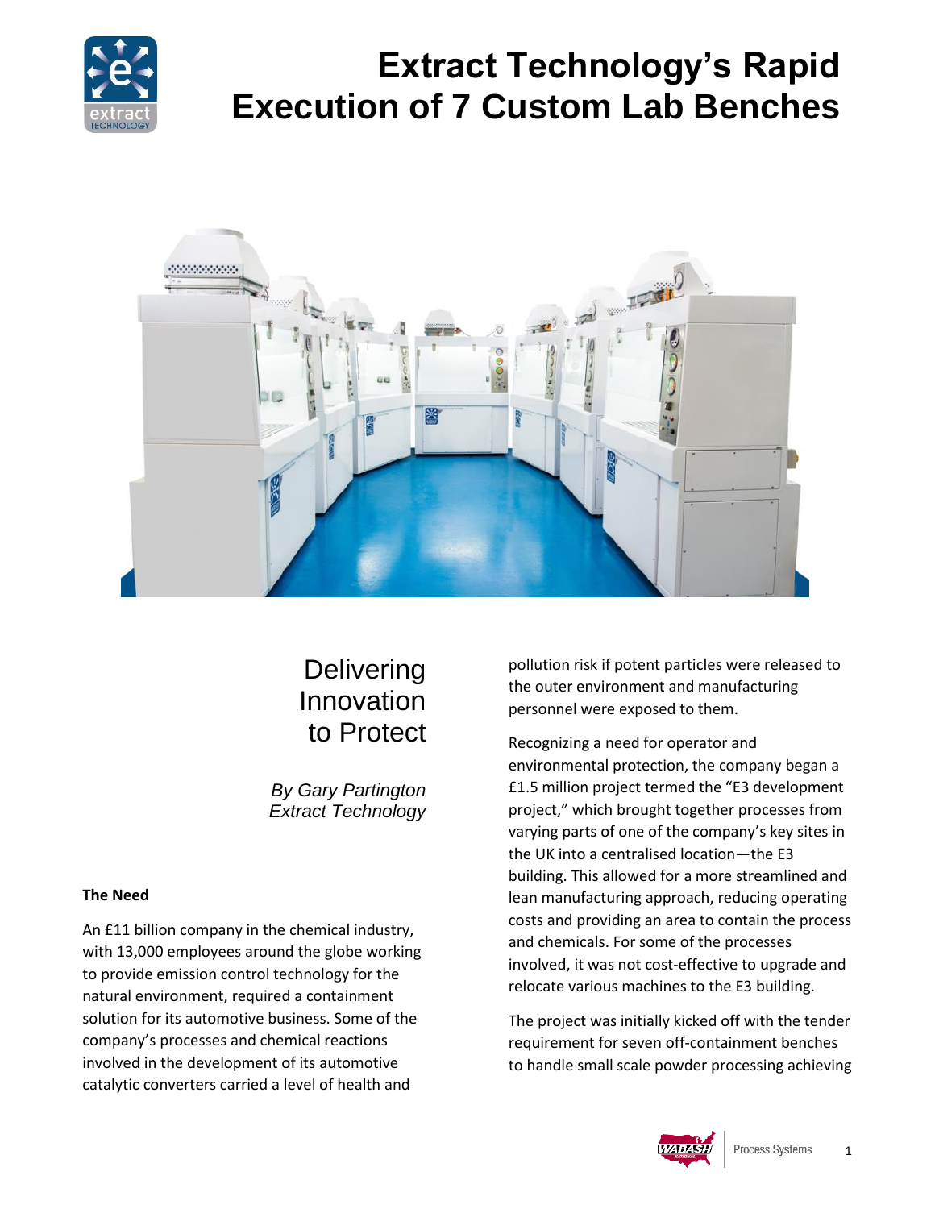# Extract Technology's Rapid Execution of 7 Custom Lab Benches

## Delivering Innovation to Protect

*By Gary Partington*
*Extract Technology*

**The Need**

An £11 billion company in the chemical industry, with 13,000 employees around the globe working to provide emission control technology for the natural environment, required a containment solution for its automotive business. Some of the company's processes and chemical reactions involved in the development of its automotive catalytic converters carried a level of health and pollution risk if potent particles were released to the outer environment and manufacturing personnel were exposed to them.

Recognizing a need for operator and environmental protection, the company began a £1.5 million project termed the "E3 development project," which brought together processes from varying parts of one of the company's key sites in the UK into a centralised location—the E3 building. This allowed for a more streamlined and lean manufacturing approach, reducing operating costs and providing an area to contain the process and chemicals. For some of the processes involved, it was not cost-effective to upgrade and relocate various machines to the E3 building.

The project was initially kicked off with the tender requirement for seven off-containment benches to handle small scale powder processing achieving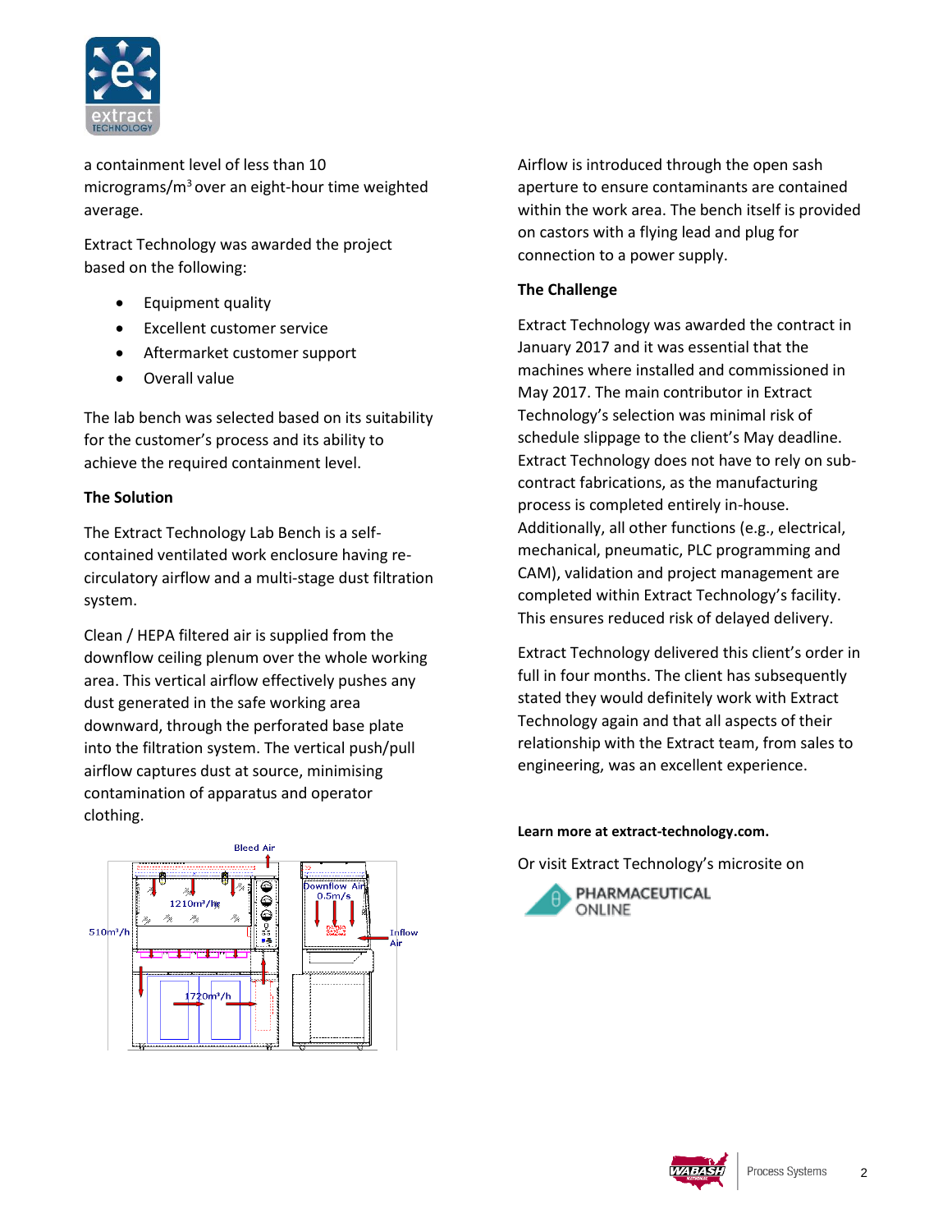a containment level of less than 10 micrograms/m$^3$ over an eight-hour time weighted average.

Extract Technology was awarded the project based on the following:

- Equipment quality
- Excellent customer service
- Aftermarket customer support
- Overall value

The lab bench was selected based on its suitability for the customer's process and its ability to achieve the required containment level.

**The Solution**

The Extract Technology Lab Bench is a self-contained ventilated work enclosure having re-circulatory airflow and a multi-stage dust filtration system.

Clean / HEPA filtered air is supplied from the downflow ceiling plenum over the whole working area. This vertical airflow effectively pushes any dust generated in the safe working area downward, through the perforated base plate into the filtration system. The vertical push/pull airflow captures dust at source, minimising contamination of apparatus and operator clothing.

Bleed Air

1210m³/hr

510m³/h

1720m³/h

Downflow Air
0.5m/s

Inflow
Air

Airflow is introduced through the open sash aperture to ensure contaminants are contained within the work area. The bench itself is provided on castors with a flying lead and plug for connection to a power supply.

**The Challenge**

Extract Technology was awarded the contract in January 2017 and it was essential that the machines where installed and commissioned in May 2017. The main contributor in Extract Technology's selection was minimal risk of schedule slippage to the client's May deadline. Extract Technology does not have to rely on sub-contract fabrications, as the manufacturing process is completed entirely in-house. Additionally, all other functions (e.g., electrical, mechanical, pneumatic, PLC programming and CAM), validation and project management are completed within Extract Technology's facility. This ensures reduced risk of delayed delivery.

Extract Technology delivered this client's order in full in four months. The client has subsequently stated they would definitely work with Extract Technology again and that all aspects of their relationship with the Extract team, from sales to engineering, was an excellent experience.

**Learn more at extract-technology.com.**

Or visit Extract Technology's microsite on

PHARMACEUTICAL ONLINE